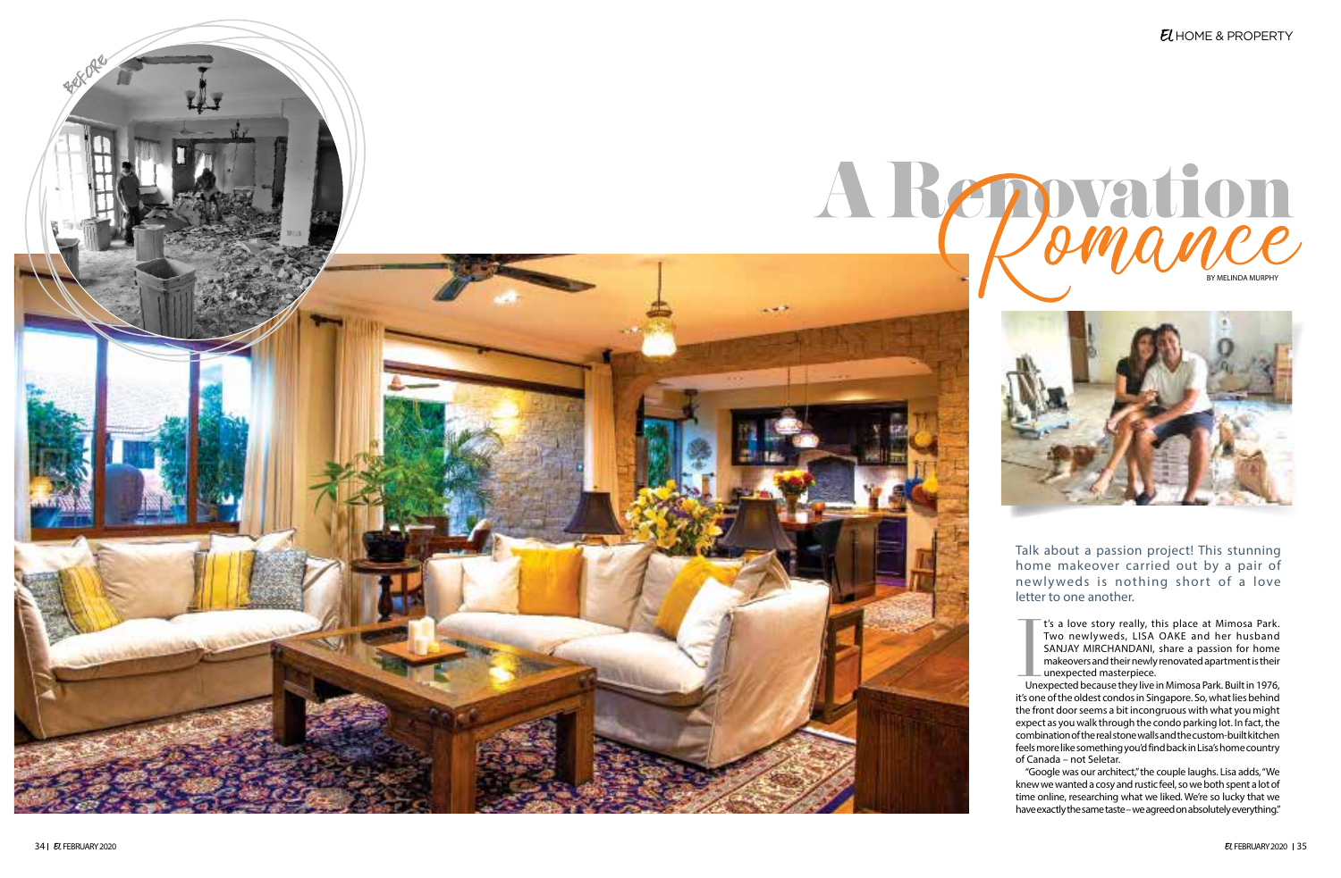# A Renovation *Romance*

BY MELINDA MURPHY

Talk about a passion project! This stunning home makeover carried out by a pair of newlyweds is nothing short of a love letter to one another.

It's a love story really, this place at Mimosa Park. Two newlyweds, LISA OAKE and her husband SANJAY MIRCHANDANI, share a passion for home makeovers and their newly renovated apartment is their unexpected masterpiece.

Unexpected because they live in Mimosa Park. Built in 1976, it's one of the oldest condos in Singapore. So, what lies behind the front door seems a bit incongruous with what you might expect as you walk through the condo parking lot. In fact, the combination of the real stone walls and the custom-built kitchen feels more like something you'd find back in Lisa's home country of Canada – not Seletar.

"Google was our architect," the couple laughs. Lisa adds, "We knew we wanted a cosy and rustic feel, so we both spent a lot of time online, researching what we liked. We're so lucky that we have exactly the same taste – we agreed on absolutely everything."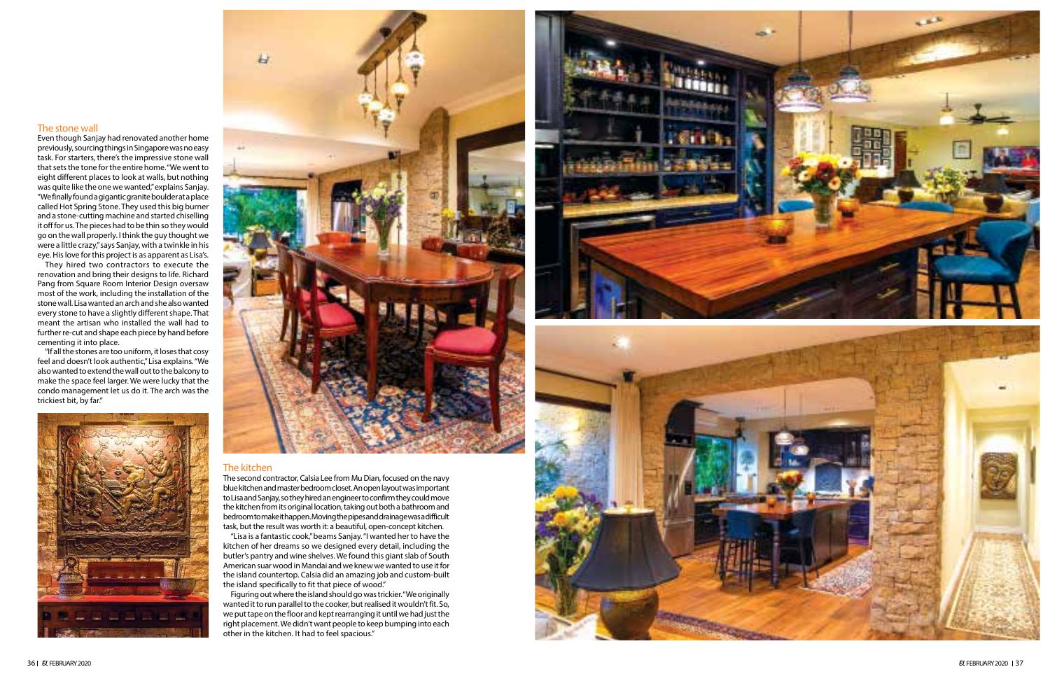## The stone wall

Even though Sanjay had renovated another home previously, sourcing things in Singapore was no easy task. For starters, there's the impressive stone wall that sets the tone for the entire home. "We went to eight different places to look at walls, but nothing was quite like the one we wanted," explains Sanjay. "We finally found a gigantic granite boulder at a place called Hot Spring Stone. They used this big burner and a stone-cutting machine and started chiselling it off for us. The pieces had to be thin so they would go on the wall properly. I think the guy thought we were a little crazy," says Sanjay, with a twinkle in his eye. His love for this project is as apparent as Lisa's.

They hired two contractors to execute the renovation and bring their designs to life. Richard Pang from Square Room Interior Design oversaw most of the work, including the installation of the stone wall. Lisa wanted an arch and she also wanted every stone to have a slightly different shape. That meant the artisan who installed the wall had to further re-cut and shape each piece by hand before cementing it into place.

"If all the stones are too uniform, it loses that cosy feel and doesn't look authentic," Lisa explains. "We also wanted to extend the wall out to the balcony to make the space feel larger. We were lucky that the condo management let us do it. The arch was the trickiest bit, by far."

## The kitchen

The second contractor, Calsia Lee from Mu Dian, focused on the navy blue kitchen and master bedroom closet. An open layout was important to Lisa and Sanjay, so they hired an engineer to confirm they could move the kitchen from its original location, taking out both a bathroom and bedroom to make it happen. Moving the pipes and drainage was a difficult task, but the result was worth it: a beautiful, open-concept kitchen.

"Lisa is a fantastic cook," beams Sanjay. "I wanted her to have the kitchen of her dreams so we designed every detail, including the butler's pantry and wine shelves. We found this giant slab of South American suar wood in Mandai and we knew we wanted to use it for the island countertop. Calsia did an amazing job and custom-built the island specifically to fit that piece of wood."

Figuring out where the island should go was trickier. "We originally wanted it to run parallel to the cooker, but realised it wouldn't fit. So, we put tape on the floor and kept rearranging it until we had just the right placement. We didn't want people to keep bumping into each other in the kitchen. It had to feel spacious."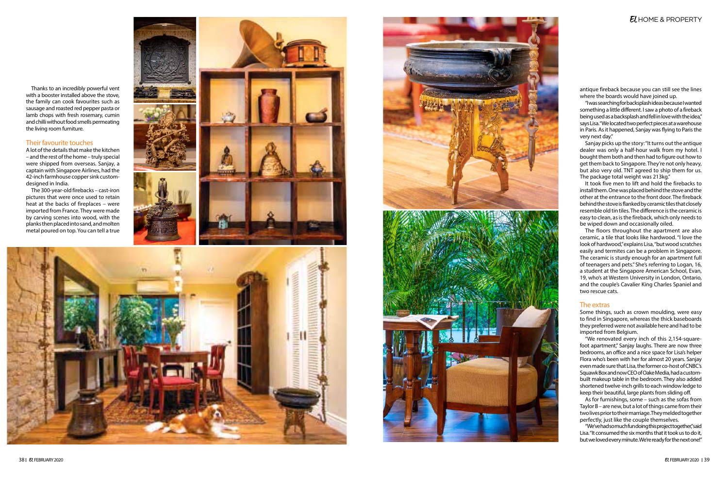Thanks to an incredibly powerful vent with a booster installed above the stove, the family can cook favourites such as sausage and roasted red pepper pasta or lamb chops with fresh rosemary, cumin and chilli without food smells permeating the living room furniture.

## Their favourite touches

A lot of the details that make the kitchen – and the rest of the home – truly special were shipped from overseas. Sanjay, a captain with Singapore Airlines, had the 42-inch farmhouse copper sink custom-designed in India.

The 300-year-old firebacks – cast-iron pictures that were once used to retain heat at the backs of fireplaces – were imported from France. They were made by carving scenes into wood, with the planks then placed into sand, and molten metal poured on top. You can tell a true antique fireback because you can still see the lines where the boards would have joined up.

"I was searching for backsplash ideas because I wanted something a little different. I saw a photo of a fireback being used as a backsplash and fell in love with the idea," says Lisa. "We located two perfect pieces at a warehouse in Paris. As it happened, Sanjay was flying to Paris the very next day."

Sanjay picks up the story: "It turns out the antique dealer was only a half-hour walk from my hotel. I bought them both and then had to figure out how to get them back to Singapore. They're not only heavy, but also very old. TNT agreed to ship them for us. The package total weight was 213kg."

It took five men to lift and hold the firebacks to install them. One was placed behind the stove and the other at the entrance to the front door. The fireback behind the stove is flanked by ceramic tiles that closely resemble old tin tiles. The difference is the ceramic is easy to clean, as is the fireback, which only needs to be wiped down and occasionally oiled.

The floors throughout the apartment are also ceramic, a tile that looks like hardwood. "I love the look of hardwood," explains Lisa, "but wood scratches easily and termites can be a problem in Singapore. The ceramic is sturdy enough for an apartment full of teenagers and pets." She's referring to Logan, 16, a student at the Singapore American School, Evan, 19, who's at Western University in London, Ontario, and the couple's Cavalier King Charles Spaniel and two rescue cats.

## The extras

Some things, such as crown moulding, were easy to find in Singapore, whereas the thick baseboards they preferred were not available here and had to be imported from Belgium.

"We renovated every inch of this 2,154-square-foot apartment," Sanjay laughs. There are now three bedrooms, an office and a nice space for Lisa's helper Flora who's been with her for almost 20 years. Sanjay even made sure that Lisa, the former co-host of CNBC's Squawk Box and now CEO of Oake Media, had a custom-built makeup table in the bedroom. They also added shortened twelve-inch grills to each window ledge to keep their beautiful, large plants from sliding off.

As for furnishings, some – such as the sofas from Taylor B – are new, but a lot of things came from their two lives prior to their marriage. They melded together perfectly, just like the couple themselves.

"We've had so much fun doing this project together," said Lisa. "It consumed the six months that it took us to do it, but we loved every minute. We're ready for the next one!"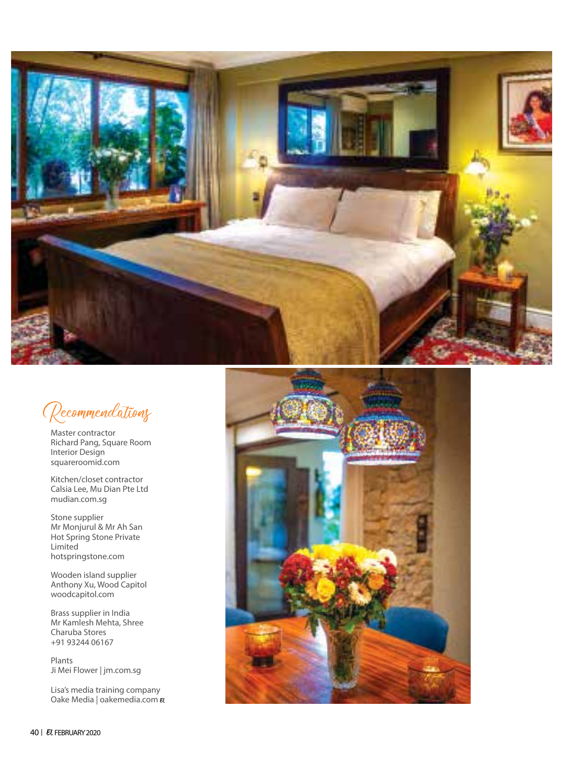## Recommendations

Master contractor
Richard Pang, Square Room Interior Design
squareroomid.com

Kitchen/closet contractor
Calsia Lee, Mu Dian Pte Ltd
mudian.com.sg

Stone supplier
Mr Monjurul & Mr Ah San
Hot Spring Stone Private Limited
hotspringstone.com

Wooden island supplier
Anthony Xu, Wood Capitol
woodcapitol.com

Brass supplier in India
Mr Kamlesh Mehta, Shree Charuba Stores
+91 93244 06167

Plants
Ji Mei Flower | jm.com.sg

Lisa's media training company
Oake Media | oakemedia.com